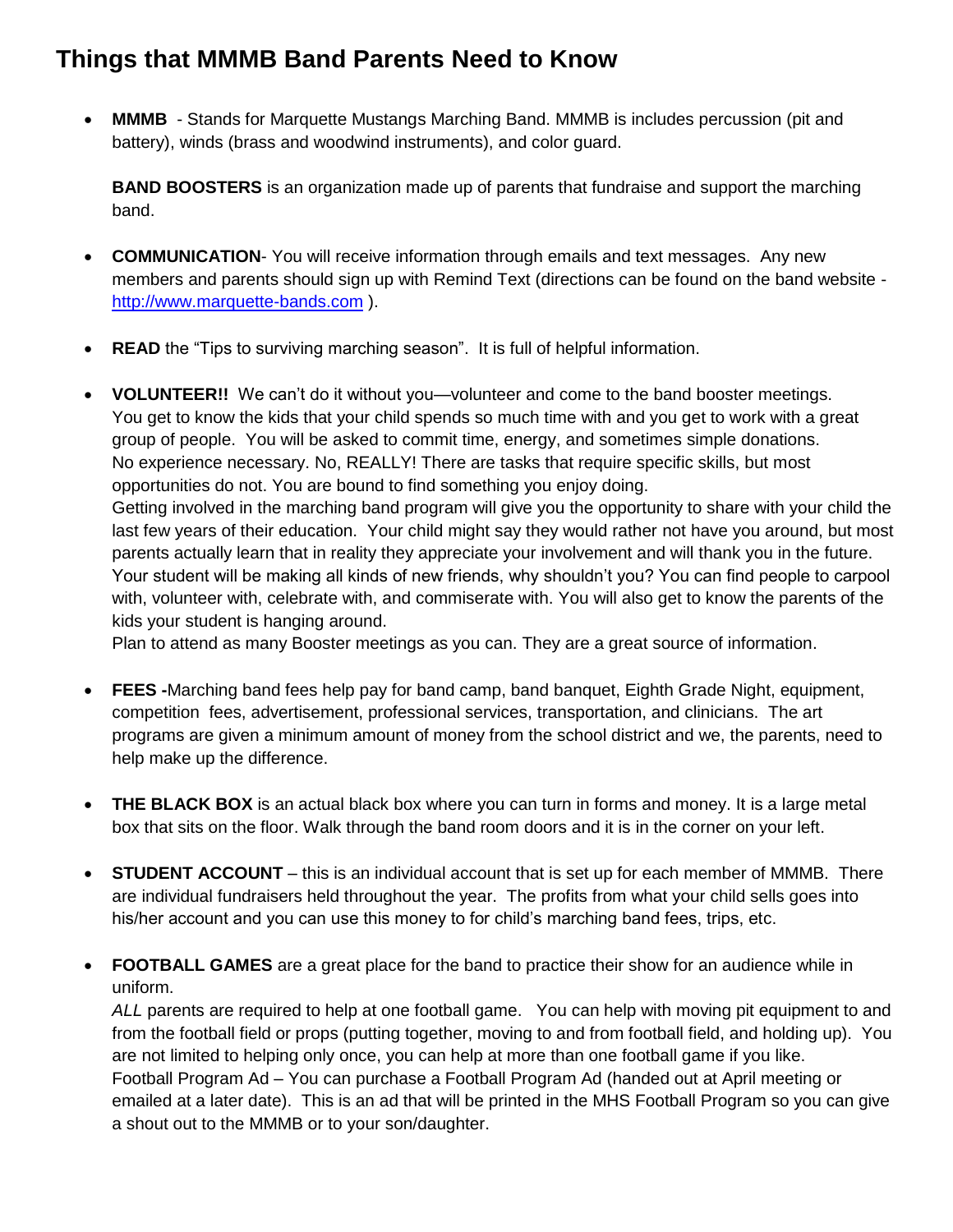# Things that MMMB Band Parents Need to Know

- **MMMB** - Stands for Marquette Mustangs Marching Band. MMMB is includes percussion (pit and battery), winds (brass and woodwind instruments), and color guard.

  **BAND BOOSTERS** is an organization made up of parents that fundraise and support the marching band.

- **COMMUNICATION**- You will receive information through emails and text messages. Any new members and parents should sign up with Remind Text (directions can be found on the band website - [http://www.marquette-bands.com](http://www.marquette-bands.com) ).

- **READ** the "Tips to surviving marching season". It is full of helpful information.

- **VOLUNTEER!!** We can't do it without you—volunteer and come to the band booster meetings. You get to know the kids that your child spends so much time with and you get to work with a great group of people. You will be asked to commit time, energy, and sometimes simple donations. No experience necessary. No, REALLY! There are tasks that require specific skills, but most opportunities do not. You are bound to find something you enjoy doing.
  Getting involved in the marching band program will give you the opportunity to share with your child the last few years of their education. Your child might say they would rather not have you around, but most parents actually learn that in reality they appreciate your involvement and will thank you in the future. Your student will be making all kinds of new friends, why shouldn't you? You can find people to carpool with, volunteer with, celebrate with, and commiserate with. You will also get to know the parents of the kids your student is hanging around.
  Plan to attend as many Booster meetings as you can. They are a great source of information.

- **FEES -**Marching band fees help pay for band camp, band banquet, Eighth Grade Night, equipment, competition fees, advertisement, professional services, transportation, and clinicians. The art programs are given a minimum amount of money from the school district and we, the parents, need to help make up the difference.

- **THE BLACK BOX** is an actual black box where you can turn in forms and money. It is a large metal box that sits on the floor. Walk through the band room doors and it is in the corner on your left.

- **STUDENT ACCOUNT** – this is an individual account that is set up for each member of MMMB. There are individual fundraisers held throughout the year. The profits from what your child sells goes into his/her account and you can use this money to for child's marching band fees, trips, etc.

- **FOOTBALL GAMES** are a great place for the band to practice their show for an audience while in uniform.
  *ALL* parents are required to help at one football game. You can help with moving pit equipment to and from the football field or props (putting together, moving to and from football field, and holding up). You are not limited to helping only once, you can help at more than one football game if you like.
  Football Program Ad – You can purchase a Football Program Ad (handed out at April meeting or emailed at a later date). This is an ad that will be printed in the MHS Football Program so you can give a shout out to the MMMB or to your son/daughter.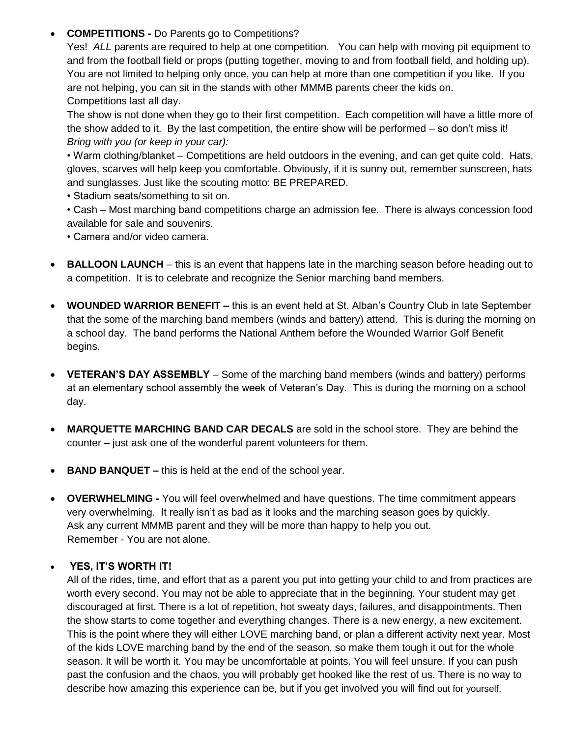- **COMPETITIONS -** Do Parents go to Competitions?
  Yes! *ALL* parents are required to help at one competition. You can help with moving pit equipment to and from the football field or props (putting together, moving to and from football field, and holding up). You are not limited to helping only once, you can help at more than one competition if you like. If you are not helping, you can sit in the stands with other MMMB parents cheer the kids on.
  Competitions last all day.
  The show is not done when they go to their first competition. Each competition will have a little more of the show added to it. By the last competition, the entire show will be performed – so don't miss it!
  *Bring with you (or keep in your car):*
  • Warm clothing/blanket – Competitions are held outdoors in the evening, and can get quite cold. Hats, gloves, scarves will help keep you comfortable. Obviously, if it is sunny out, remember sunscreen, hats and sunglasses. Just like the scouting motto: BE PREPARED.
  • Stadium seats/something to sit on.
  • Cash – Most marching band competitions charge an admission fee. There is always concession food available for sale and souvenirs.
  • Camera and/or video camera.

- **BALLOON LAUNCH** – this is an event that happens late in the marching season before heading out to a competition. It is to celebrate and recognize the Senior marching band members.

- **WOUNDED WARRIOR BENEFIT –** this is an event held at St. Alban's Country Club in late September that the some of the marching band members (winds and battery) attend. This is during the morning on a school day. The band performs the National Anthem before the Wounded Warrior Golf Benefit begins.

- **VETERAN'S DAY ASSEMBLY** – Some of the marching band members (winds and battery) performs at an elementary school assembly the week of Veteran's Day. This is during the morning on a school day.

- **MARQUETTE MARCHING BAND CAR DECALS** are sold in the school store. They are behind the counter – just ask one of the wonderful parent volunteers for them.

- **BAND BANQUET –** this is held at the end of the school year.

- **OVERWHELMING -** You will feel overwhelmed and have questions. The time commitment appears very overwhelming. It really isn't as bad as it looks and the marching season goes by quickly.
  Ask any current MMMB parent and they will be more than happy to help you out.
  Remember - You are not alone.

- **YES, IT'S WORTH IT!**
  All of the rides, time, and effort that as a parent you put into getting your child to and from practices are worth every second. You may not be able to appreciate that in the beginning. Your student may get discouraged at first. There is a lot of repetition, hot sweaty days, failures, and disappointments. Then the show starts to come together and everything changes. There is a new energy, a new excitement. This is the point where they will either LOVE marching band, or plan a different activity next year. Most of the kids LOVE marching band by the end of the season, so make them tough it out for the whole season. It will be worth it. You may be uncomfortable at points. You will feel unsure. If you can push past the confusion and the chaos, you will probably get hooked like the rest of us. There is no way to describe how amazing this experience can be, but if you get involved you will find out for yourself.